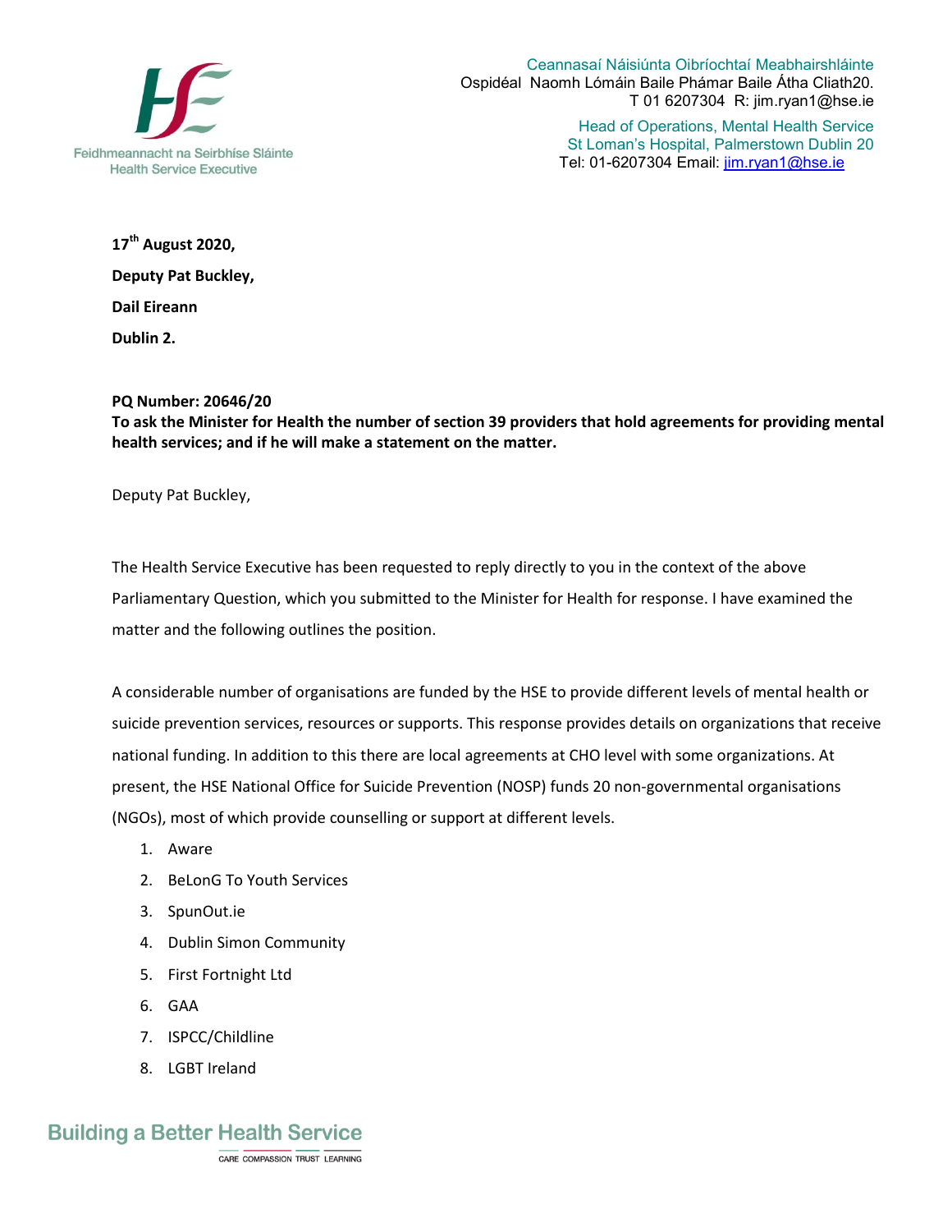Ceannasaí Náisiúnta Oibríochtaí Meabhairshláinte
Ospidéal Naomh Lómáin Baile Phámar Baile Átha Cliath20.
T 01 6207304 R: jim.ryan1@hse.ie

Head of Operations, Mental Health Service
St Loman's Hospital, Palmerstown Dublin 20
Tel: 01-6207304 Email: jim.ryan1@hse.ie

Feidhmeannacht na Seirbhíse Sláinte
Health Service Executive

**17th August 2020,**

**Deputy Pat Buckley,**

**Dail Eireann**

**Dublin 2.**

**PQ Number: 20646/20**
**To ask the Minister for Health the number of section 39 providers that hold agreements for providing mental health services; and if he will make a statement on the matter.**

Deputy Pat Buckley,

The Health Service Executive has been requested to reply directly to you in the context of the above Parliamentary Question, which you submitted to the Minister for Health for response. I have examined the matter and the following outlines the position.

A considerable number of organisations are funded by the HSE to provide different levels of mental health or suicide prevention services, resources or supports. This response provides details on organizations that receive national funding. In addition to this there are local agreements at CHO level with some organizations. At present, the HSE National Office for Suicide Prevention (NOSP) funds 20 non-governmental organisations (NGOs), most of which provide counselling or support at different levels.

1. Aware
2. BeLonG To Youth Services
3. SpunOut.ie
4. Dublin Simon Community
5. First Fortnight Ltd
6. GAA
7. ISPCC/Childline
8. LGBT Ireland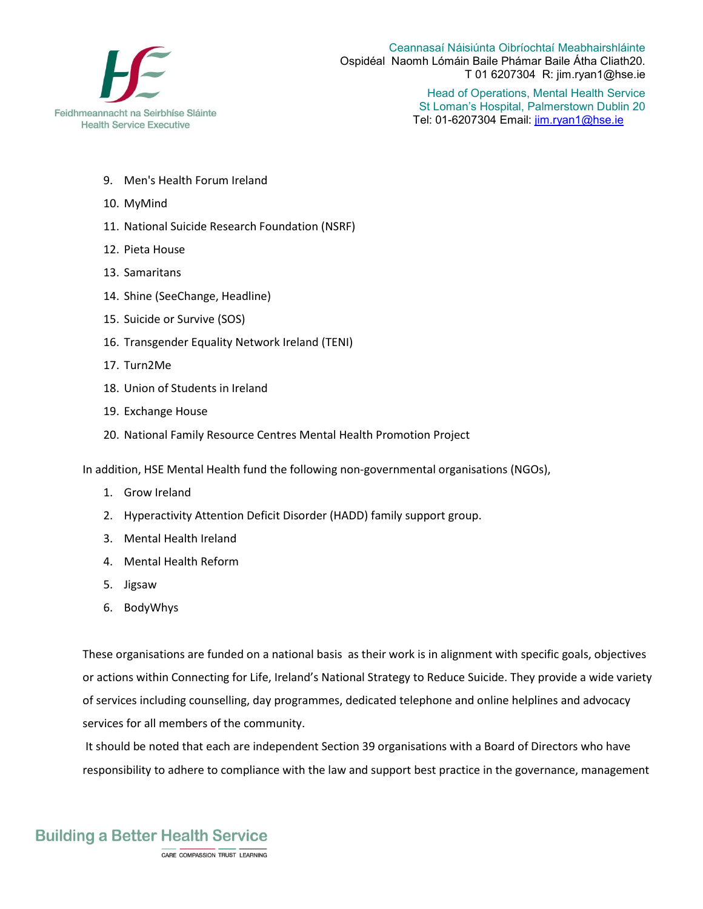9. Men's Health Forum Ireland
10. MyMind
11. National Suicide Research Foundation (NSRF)
12. Pieta House
13. Samaritans
14. Shine (SeeChange, Headline)
15. Suicide or Survive (SOS)
16. Transgender Equality Network Ireland (TENI)
17. Turn2Me
18. Union of Students in Ireland
19. Exchange House
20. National Family Resource Centres Mental Health Promotion Project

In addition, HSE Mental Health fund the following non-governmental organisations (NGOs),

1. Grow Ireland
2. Hyperactivity Attention Deficit Disorder (HADD) family support group.
3. Mental Health Ireland
4. Mental Health Reform
5. Jigsaw
6. BodyWhys

These organisations are funded on a national basis as their work is in alignment with specific goals, objectives or actions within Connecting for Life, Ireland's National Strategy to Reduce Suicide. They provide a wide variety of services including counselling, day programmes, dedicated telephone and online helplines and advocacy services for all members of the community.

It should be noted that each are independent Section 39 organisations with a Board of Directors who have responsibility to adhere to compliance with the law and support best practice in the governance, management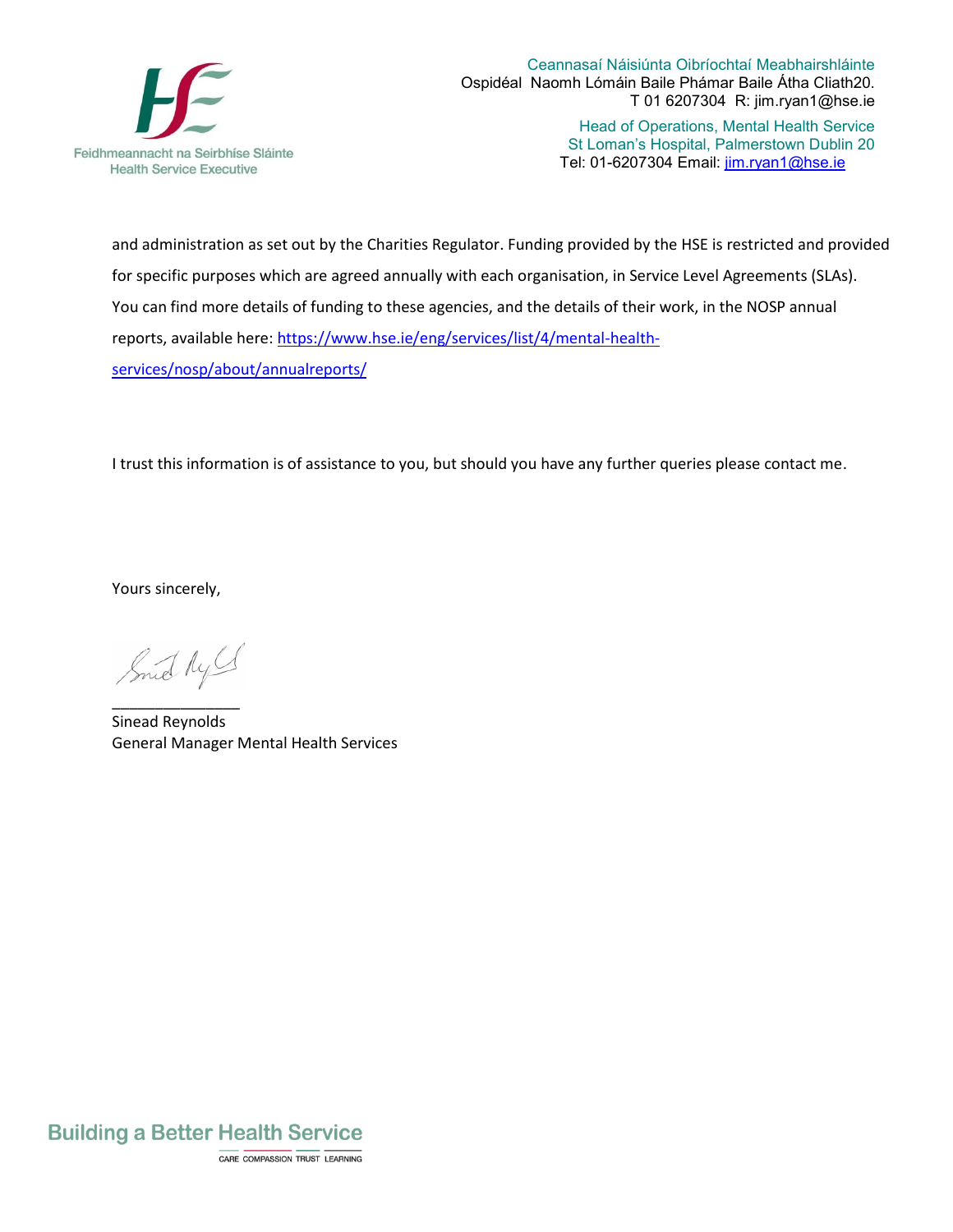and administration as set out by the Charities Regulator. Funding provided by the HSE is restricted and provided for specific purposes which are agreed annually with each organisation, in Service Level Agreements (SLAs). You can find more details of funding to these agencies, and the details of their work, in the NOSP annual reports, available here: https://www.hse.ie/eng/services/list/4/mental-health-services/nosp/about/annualreports/

I trust this information is of assistance to you, but should you have any further queries please contact me.

Yours sincerely,

_______________
Sinead Reynolds
General Manager Mental Health Services